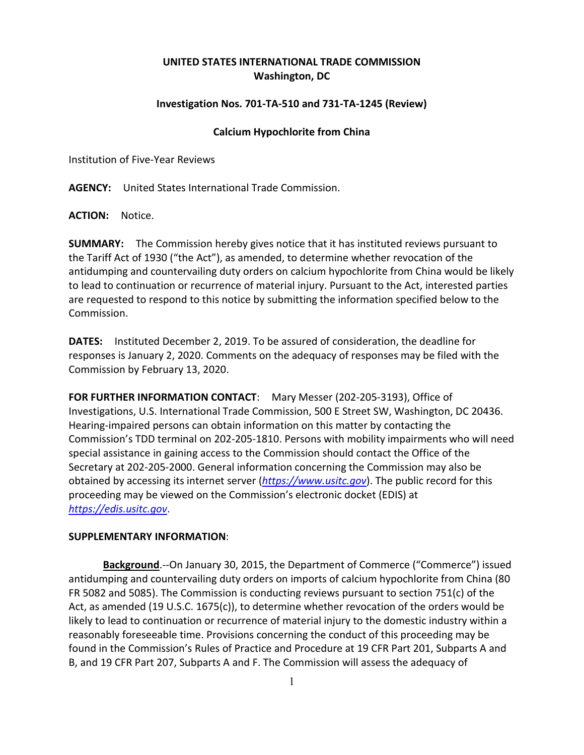**UNITED STATES INTERNATIONAL TRADE COMMISSION**
**Washington, DC**

**Investigation Nos. 701-TA-510 and 731-TA-1245 (Review)**

**Calcium Hypochlorite from China**

Institution of Five-Year Reviews

**AGENCY:** United States International Trade Commission.

**ACTION:** Notice.

**SUMMARY:** The Commission hereby gives notice that it has instituted reviews pursuant to the Tariff Act of 1930 ("the Act"), as amended, to determine whether revocation of the antidumping and countervailing duty orders on calcium hypochlorite from China would be likely to lead to continuation or recurrence of material injury. Pursuant to the Act, interested parties are requested to respond to this notice by submitting the information specified below to the Commission.

**DATES:** Instituted December 2, 2019. To be assured of consideration, the deadline for responses is January 2, 2020. Comments on the adequacy of responses may be filed with the Commission by February 13, 2020.

**FOR FURTHER INFORMATION CONTACT**: Mary Messer (202-205-3193), Office of Investigations, U.S. International Trade Commission, 500 E Street SW, Washington, DC 20436. Hearing-impaired persons can obtain information on this matter by contacting the Commission's TDD terminal on 202-205-1810. Persons with mobility impairments who will need special assistance in gaining access to the Commission should contact the Office of the Secretary at 202-205-2000. General information concerning the Commission may also be obtained by accessing its internet server (*https://www.usitc.gov*). The public record for this proceeding may be viewed on the Commission's electronic docket (EDIS) at *https://edis.usitc.gov*.

**SUPPLEMENTARY INFORMATION**:

**Background**.--On January 30, 2015, the Department of Commerce ("Commerce") issued antidumping and countervailing duty orders on imports of calcium hypochlorite from China (80 FR 5082 and 5085). The Commission is conducting reviews pursuant to section 751(c) of the Act, as amended (19 U.S.C. 1675(c)), to determine whether revocation of the orders would be likely to lead to continuation or recurrence of material injury to the domestic industry within a reasonably foreseeable time. Provisions concerning the conduct of this proceeding may be found in the Commission's Rules of Practice and Procedure at 19 CFR Part 201, Subparts A and B, and 19 CFR Part 207, Subparts A and F. The Commission will assess the adequacy of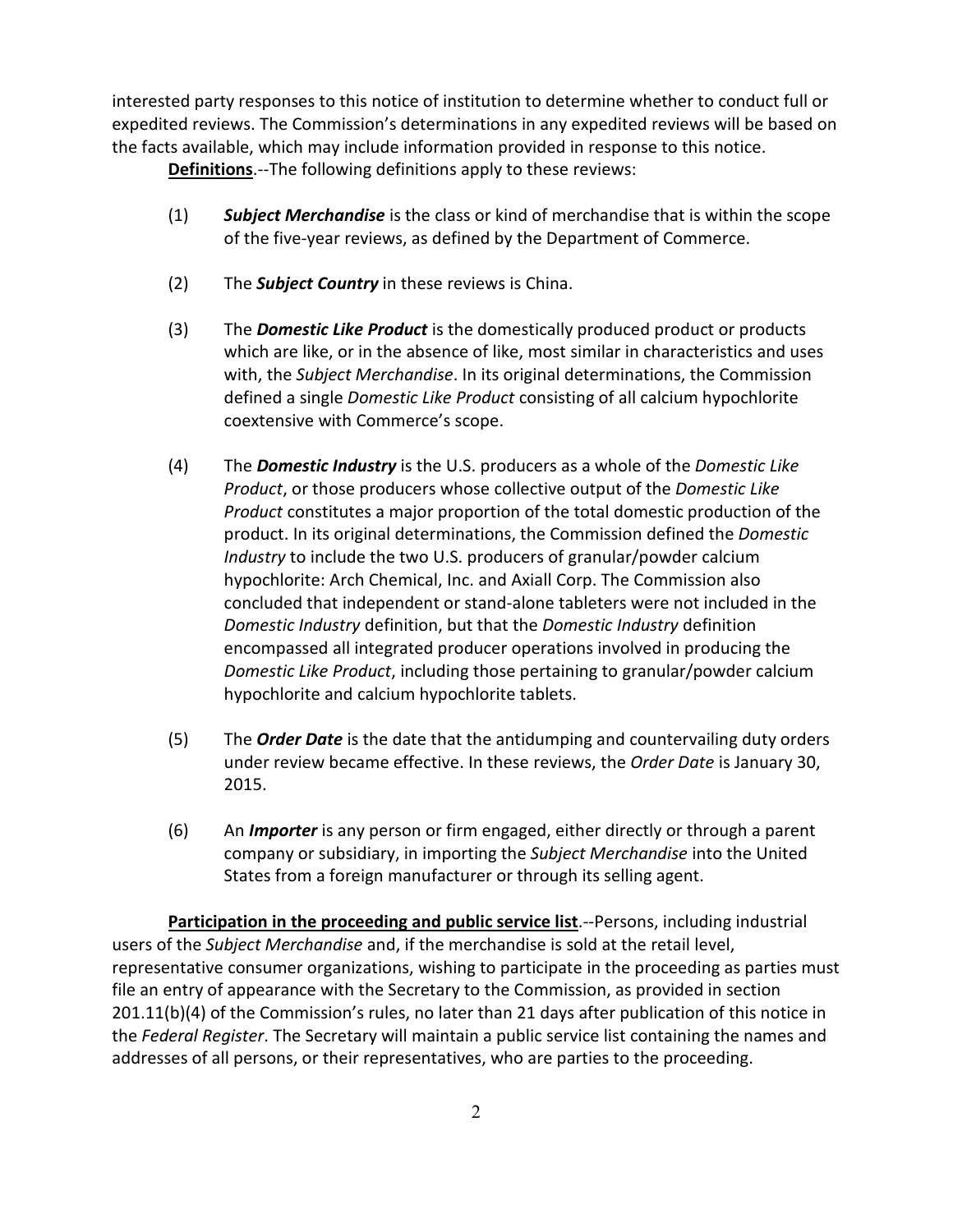interested party responses to this notice of institution to determine whether to conduct full or expedited reviews. The Commission's determinations in any expedited reviews will be based on the facts available, which may include information provided in response to this notice.

**Definitions**.--The following definitions apply to these reviews:

(1) ***Subject Merchandise*** is the class or kind of merchandise that is within the scope of the five-year reviews, as defined by the Department of Commerce.

(2) The ***Subject Country*** in these reviews is China.

(3) The ***Domestic Like Product*** is the domestically produced product or products which are like, or in the absence of like, most similar in characteristics and uses with, the *Subject Merchandise*. In its original determinations, the Commission defined a single *Domestic Like Product* consisting of all calcium hypochlorite coextensive with Commerce's scope.

(4) The ***Domestic Industry*** is the U.S. producers as a whole of the *Domestic Like Product*, or those producers whose collective output of the *Domestic Like Product* constitutes a major proportion of the total domestic production of the product. In its original determinations, the Commission defined the *Domestic Industry* to include the two U.S. producers of granular/powder calcium hypochlorite: Arch Chemical, Inc. and Axiall Corp. The Commission also concluded that independent or stand-alone tableters were not included in the *Domestic Industry* definition, but that the *Domestic Industry* definition encompassed all integrated producer operations involved in producing the *Domestic Like Product*, including those pertaining to granular/powder calcium hypochlorite and calcium hypochlorite tablets.

(5) The ***Order Date*** is the date that the antidumping and countervailing duty orders under review became effective. In these reviews, the *Order Date* is January 30, 2015.

(6) An ***Importer*** is any person or firm engaged, either directly or through a parent company or subsidiary, in importing the *Subject Merchandise* into the United States from a foreign manufacturer or through its selling agent.

**Participation in the proceeding and public service list**.--Persons, including industrial users of the *Subject Merchandise* and, if the merchandise is sold at the retail level, representative consumer organizations, wishing to participate in the proceeding as parties must file an entry of appearance with the Secretary to the Commission, as provided in section 201.11(b)(4) of the Commission's rules, no later than 21 days after publication of this notice in the *Federal Register*. The Secretary will maintain a public service list containing the names and addresses of all persons, or their representatives, who are parties to the proceeding.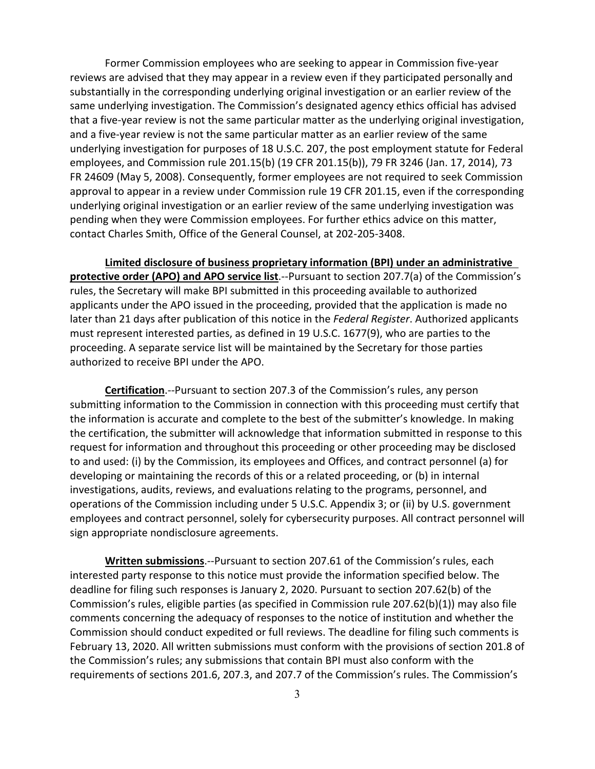Former Commission employees who are seeking to appear in Commission five-year reviews are advised that they may appear in a review even if they participated personally and substantially in the corresponding underlying original investigation or an earlier review of the same underlying investigation. The Commission's designated agency ethics official has advised that a five-year review is not the same particular matter as the underlying original investigation, and a five-year review is not the same particular matter as an earlier review of the same underlying investigation for purposes of 18 U.S.C. 207, the post employment statute for Federal employees, and Commission rule 201.15(b) (19 CFR 201.15(b)), 79 FR 3246 (Jan. 17, 2014), 73 FR 24609 (May 5, 2008). Consequently, former employees are not required to seek Commission approval to appear in a review under Commission rule 19 CFR 201.15, even if the corresponding underlying original investigation or an earlier review of the same underlying investigation was pending when they were Commission employees. For further ethics advice on this matter, contact Charles Smith, Office of the General Counsel, at 202-205-3408.

**Limited disclosure of business proprietary information (BPI) under an administrative protective order (APO) and APO service list**.--Pursuant to section 207.7(a) of the Commission's rules, the Secretary will make BPI submitted in this proceeding available to authorized applicants under the APO issued in the proceeding, provided that the application is made no later than 21 days after publication of this notice in the *Federal Register*. Authorized applicants must represent interested parties, as defined in 19 U.S.C. 1677(9), who are parties to the proceeding. A separate service list will be maintained by the Secretary for those parties authorized to receive BPI under the APO.

**Certification**.--Pursuant to section 207.3 of the Commission's rules, any person submitting information to the Commission in connection with this proceeding must certify that the information is accurate and complete to the best of the submitter's knowledge. In making the certification, the submitter will acknowledge that information submitted in response to this request for information and throughout this proceeding or other proceeding may be disclosed to and used: (i) by the Commission, its employees and Offices, and contract personnel (a) for developing or maintaining the records of this or a related proceeding, or (b) in internal investigations, audits, reviews, and evaluations relating to the programs, personnel, and operations of the Commission including under 5 U.S.C. Appendix 3; or (ii) by U.S. government employees and contract personnel, solely for cybersecurity purposes. All contract personnel will sign appropriate nondisclosure agreements.

**Written submissions**.--Pursuant to section 207.61 of the Commission's rules, each interested party response to this notice must provide the information specified below. The deadline for filing such responses is January 2, 2020. Pursuant to section 207.62(b) of the Commission's rules, eligible parties (as specified in Commission rule 207.62(b)(1)) may also file comments concerning the adequacy of responses to the notice of institution and whether the Commission should conduct expedited or full reviews. The deadline for filing such comments is February 13, 2020. All written submissions must conform with the provisions of section 201.8 of the Commission's rules; any submissions that contain BPI must also conform with the requirements of sections 201.6, 207.3, and 207.7 of the Commission's rules. The Commission's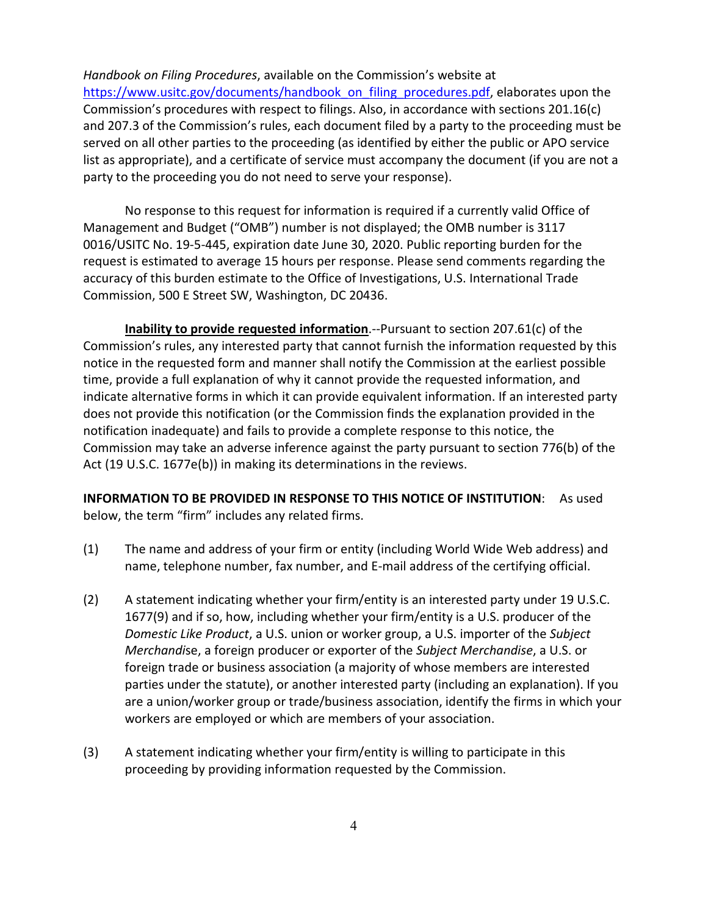*Handbook on Filing Procedures*, available on the Commission's website at https://www.usitc.gov/documents/handbook_on_filing_procedures.pdf, elaborates upon the Commission's procedures with respect to filings. Also, in accordance with sections 201.16(c) and 207.3 of the Commission's rules, each document filed by a party to the proceeding must be served on all other parties to the proceeding (as identified by either the public or APO service list as appropriate), and a certificate of service must accompany the document (if you are not a party to the proceeding you do not need to serve your response).

No response to this request for information is required if a currently valid Office of Management and Budget ("OMB") number is not displayed; the OMB number is 3117 0016/USITC No. 19-5-445, expiration date June 30, 2020. Public reporting burden for the request is estimated to average 15 hours per response. Please send comments regarding the accuracy of this burden estimate to the Office of Investigations, U.S. International Trade Commission, 500 E Street SW, Washington, DC 20436.

**Inability to provide requested information**.--Pursuant to section 207.61(c) of the Commission's rules, any interested party that cannot furnish the information requested by this notice in the requested form and manner shall notify the Commission at the earliest possible time, provide a full explanation of why it cannot provide the requested information, and indicate alternative forms in which it can provide equivalent information. If an interested party does not provide this notification (or the Commission finds the explanation provided in the notification inadequate) and fails to provide a complete response to this notice, the Commission may take an adverse inference against the party pursuant to section 776(b) of the Act (19 U.S.C. 1677e(b)) in making its determinations in the reviews.

**INFORMATION TO BE PROVIDED IN RESPONSE TO THIS NOTICE OF INSTITUTION**: As used below, the term "firm" includes any related firms.

(1) The name and address of your firm or entity (including World Wide Web address) and name, telephone number, fax number, and E-mail address of the certifying official.

(2) A statement indicating whether your firm/entity is an interested party under 19 U.S.C. 1677(9) and if so, how, including whether your firm/entity is a U.S. producer of the *Domestic Like Product*, a U.S. union or worker group, a U.S. importer of the *Subject Merchandise*, a foreign producer or exporter of the *Subject Merchandise*, a U.S. or foreign trade or business association (a majority of whose members are interested parties under the statute), or another interested party (including an explanation). If you are a union/worker group or trade/business association, identify the firms in which your workers are employed or which are members of your association.

(3) A statement indicating whether your firm/entity is willing to participate in this proceeding by providing information requested by the Commission.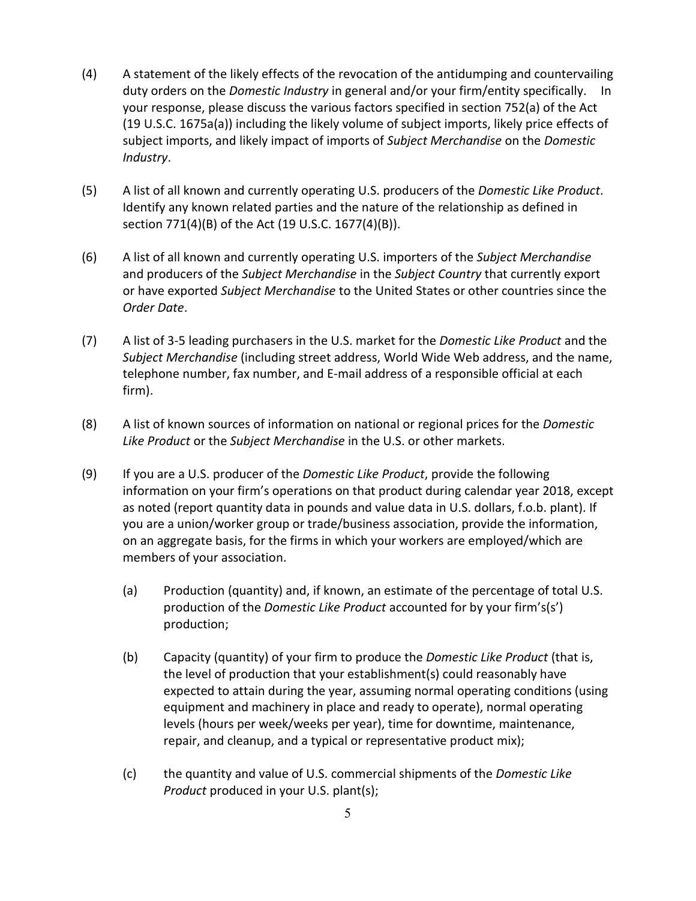(4) A statement of the likely effects of the revocation of the antidumping and countervailing duty orders on the *Domestic Industry* in general and/or your firm/entity specifically. In your response, please discuss the various factors specified in section 752(a) of the Act (19 U.S.C. 1675a(a)) including the likely volume of subject imports, likely price effects of subject imports, and likely impact of imports of *Subject Merchandise* on the *Domestic Industry*.

(5) A list of all known and currently operating U.S. producers of the *Domestic Like Product*. Identify any known related parties and the nature of the relationship as defined in section 771(4)(B) of the Act (19 U.S.C. 1677(4)(B)).

(6) A list of all known and currently operating U.S. importers of the *Subject Merchandise* and producers of the *Subject Merchandise* in the *Subject Country* that currently export or have exported *Subject Merchandise* to the United States or other countries since the *Order Date*.

(7) A list of 3-5 leading purchasers in the U.S. market for the *Domestic Like Product* and the *Subject Merchandise* (including street address, World Wide Web address, and the name, telephone number, fax number, and E-mail address of a responsible official at each firm).

(8) A list of known sources of information on national or regional prices for the *Domestic Like Product* or the *Subject Merchandise* in the U.S. or other markets.

(9) If you are a U.S. producer of the *Domestic Like Product*, provide the following information on your firm's operations on that product during calendar year 2018, except as noted (report quantity data in pounds and value data in U.S. dollars, f.o.b. plant). If you are a union/worker group or trade/business association, provide the information, on an aggregate basis, for the firms in which your workers are employed/which are members of your association.

   (a) Production (quantity) and, if known, an estimate of the percentage of total U.S. production of the *Domestic Like Product* accounted for by your firm's(s') production;

   (b) Capacity (quantity) of your firm to produce the *Domestic Like Product* (that is, the level of production that your establishment(s) could reasonably have expected to attain during the year, assuming normal operating conditions (using equipment and machinery in place and ready to operate), normal operating levels (hours per week/weeks per year), time for downtime, maintenance, repair, and cleanup, and a typical or representative product mix);

   (c) the quantity and value of U.S. commercial shipments of the *Domestic Like Product* produced in your U.S. plant(s);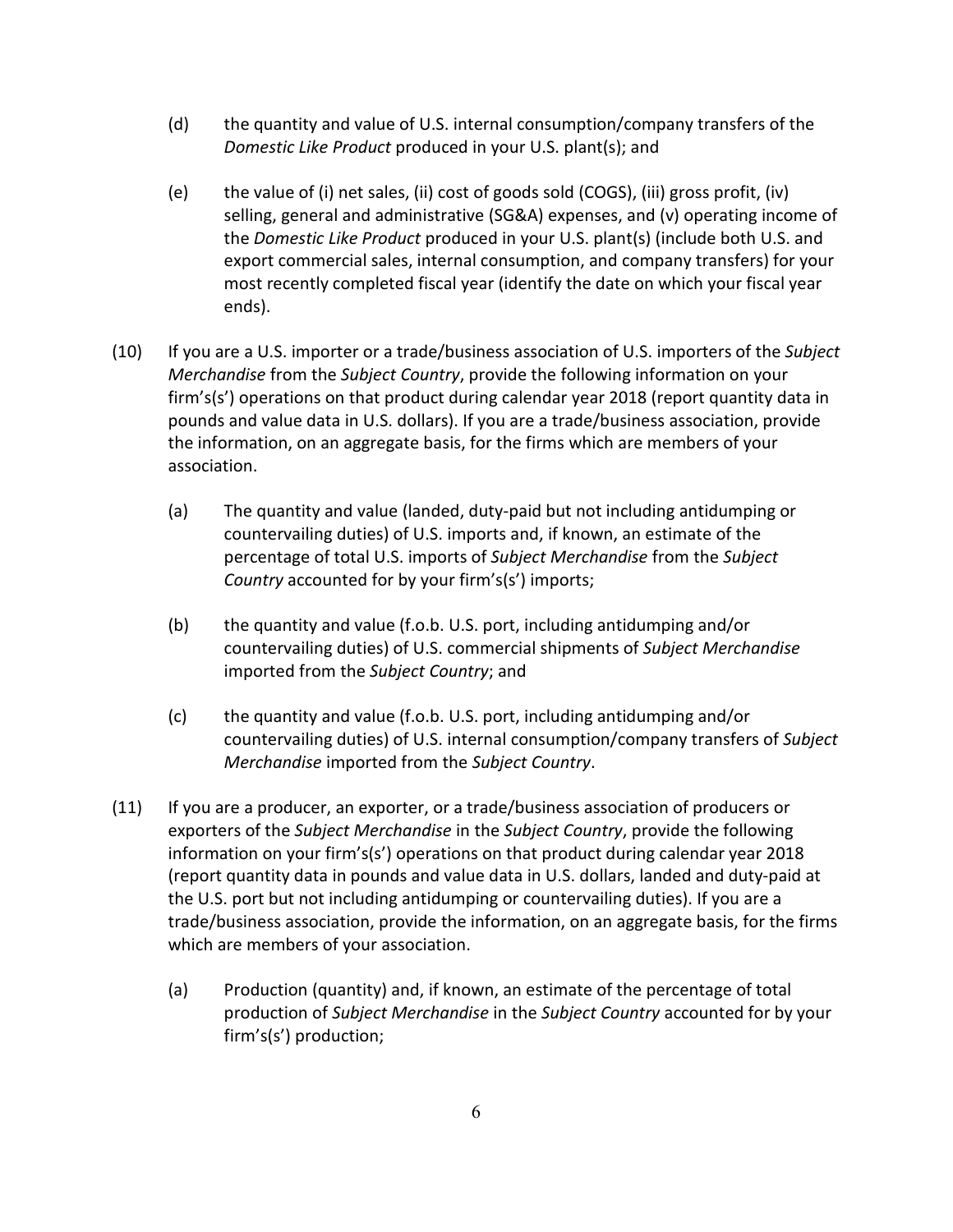(d) the quantity and value of U.S. internal consumption/company transfers of the *Domestic Like Product* produced in your U.S. plant(s); and

(e) the value of (i) net sales, (ii) cost of goods sold (COGS), (iii) gross profit, (iv) selling, general and administrative (SG&A) expenses, and (v) operating income of the *Domestic Like Product* produced in your U.S. plant(s) (include both U.S. and export commercial sales, internal consumption, and company transfers) for your most recently completed fiscal year (identify the date on which your fiscal year ends).

(10) If you are a U.S. importer or a trade/business association of U.S. importers of the *Subject Merchandise* from the *Subject Country*, provide the following information on your firm's(s') operations on that product during calendar year 2018 (report quantity data in pounds and value data in U.S. dollars). If you are a trade/business association, provide the information, on an aggregate basis, for the firms which are members of your association.

(a) The quantity and value (landed, duty-paid but not including antidumping or countervailing duties) of U.S. imports and, if known, an estimate of the percentage of total U.S. imports of *Subject Merchandise* from the *Subject Country* accounted for by your firm's(s') imports;

(b) the quantity and value (f.o.b. U.S. port, including antidumping and/or countervailing duties) of U.S. commercial shipments of *Subject Merchandise* imported from the *Subject Country*; and

(c) the quantity and value (f.o.b. U.S. port, including antidumping and/or countervailing duties) of U.S. internal consumption/company transfers of *Subject Merchandise* imported from the *Subject Country*.

(11) If you are a producer, an exporter, or a trade/business association of producers or exporters of the *Subject Merchandise* in the *Subject Country*, provide the following information on your firm's(s') operations on that product during calendar year 2018 (report quantity data in pounds and value data in U.S. dollars, landed and duty-paid at the U.S. port but not including antidumping or countervailing duties). If you are a trade/business association, provide the information, on an aggregate basis, for the firms which are members of your association.

(a) Production (quantity) and, if known, an estimate of the percentage of total production of *Subject Merchandise* in the *Subject Country* accounted for by your firm's(s') production;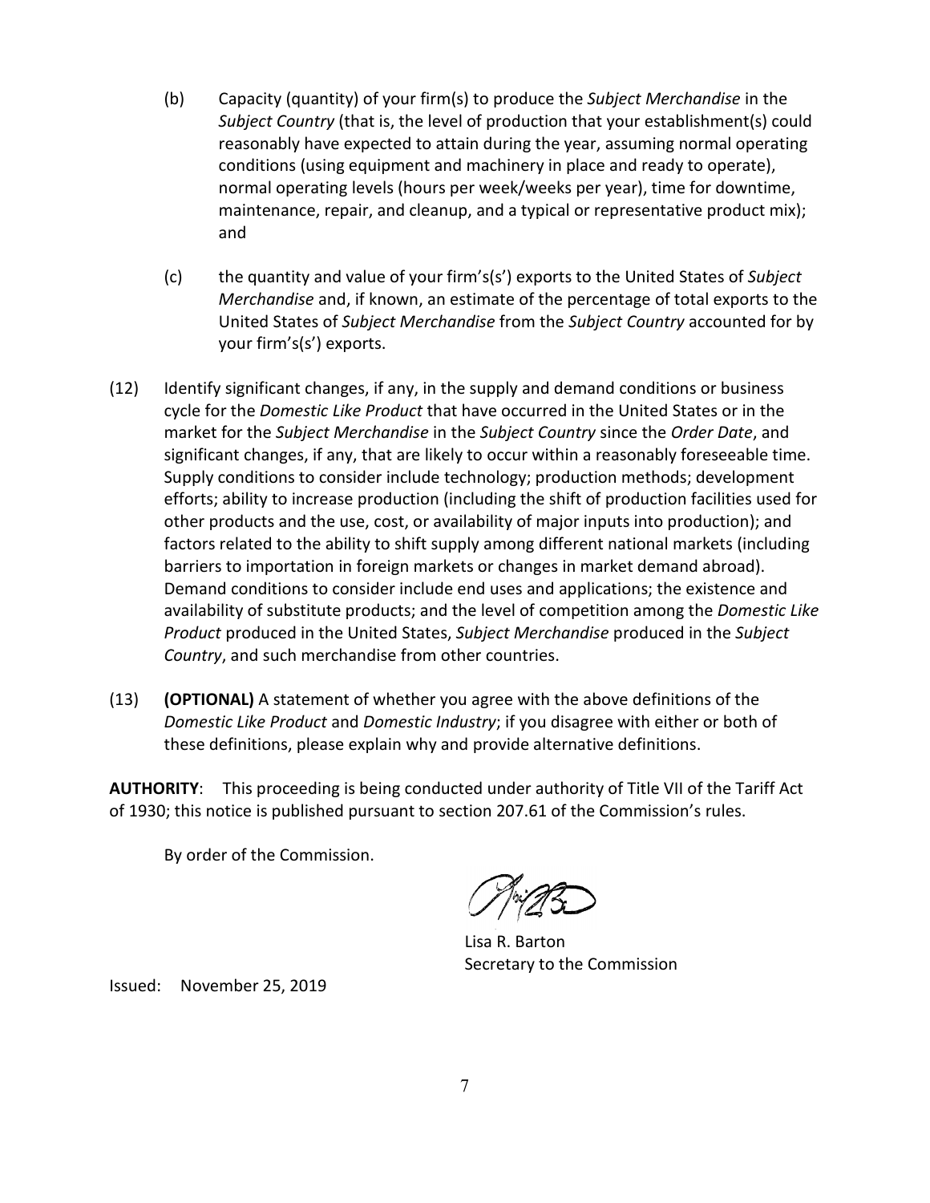(b) Capacity (quantity) of your firm(s) to produce the *Subject Merchandise* in the *Subject Country* (that is, the level of production that your establishment(s) could reasonably have expected to attain during the year, assuming normal operating conditions (using equipment and machinery in place and ready to operate), normal operating levels (hours per week/weeks per year), time for downtime, maintenance, repair, and cleanup, and a typical or representative product mix); and

(c) the quantity and value of your firm's(s') exports to the United States of *Subject Merchandise* and, if known, an estimate of the percentage of total exports to the United States of *Subject Merchandise* from the *Subject Country* accounted for by your firm's(s') exports.

(12) Identify significant changes, if any, in the supply and demand conditions or business cycle for the *Domestic Like Product* that have occurred in the United States or in the market for the *Subject Merchandise* in the *Subject Country* since the *Order Date*, and significant changes, if any, that are likely to occur within a reasonably foreseeable time. Supply conditions to consider include technology; production methods; development efforts; ability to increase production (including the shift of production facilities used for other products and the use, cost, or availability of major inputs into production); and factors related to the ability to shift supply among different national markets (including barriers to importation in foreign markets or changes in market demand abroad). Demand conditions to consider include end uses and applications; the existence and availability of substitute products; and the level of competition among the *Domestic Like Product* produced in the United States, *Subject Merchandise* produced in the *Subject Country*, and such merchandise from other countries.

(13) **(OPTIONAL)** A statement of whether you agree with the above definitions of the *Domestic Like Product* and *Domestic Industry*; if you disagree with either or both of these definitions, please explain why and provide alternative definitions.

**AUTHORITY**: This proceeding is being conducted under authority of Title VII of the Tariff Act of 1930; this notice is published pursuant to section 207.61 of the Commission's rules.

By order of the Commission.

Lisa R. Barton
Secretary to the Commission

Issued: November 25, 2019